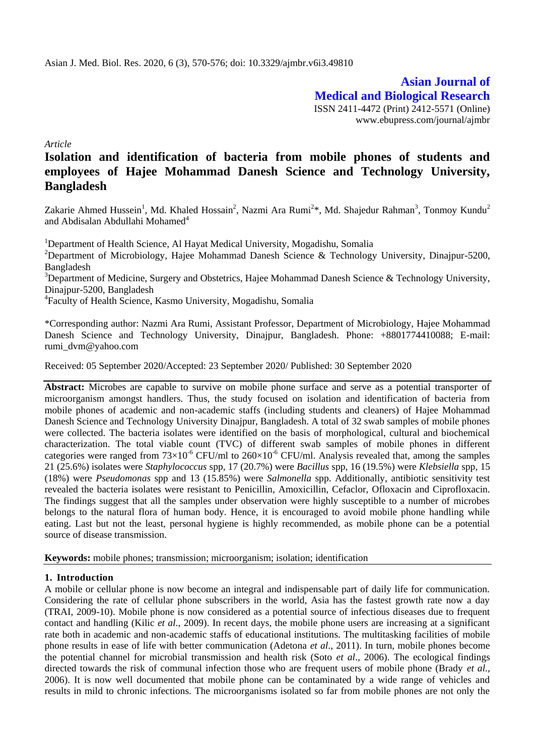**Asian Journal of Medical and Biological Research**
ISSN 2411-4472 (Print) 2412-5571 (Online)
www.ebupress.com/journal/ajmbr

*Article*

# Isolation and identification of bacteria from mobile phones of students and employees of Hajee Mohammad Danesh Science and Technology University, Bangladesh

Zakarie Ahmed Hussein[1], Md. Khaled Hossain[2], Nazmi Ara Rumi[2]*, Md. Shajedur Rahman[3], Tonmoy Kundu[2] and Abdisalan Abdullahi Mohamed[4]

[1]Department of Health Science, Al Hayat Medical University, Mogadishu, Somalia
[2]Department of Microbiology, Hajee Mohammad Danesh Science & Technology University, Dinajpur-5200, Bangladesh
[3]Department of Medicine, Surgery and Obstetrics, Hajee Mohammad Danesh Science & Technology University, Dinajpur-5200, Bangladesh
[4]Faculty of Health Science, Kasmo University, Mogadishu, Somalia

*Corresponding author: Nazmi Ara Rumi, Assistant Professor, Department of Microbiology, Hajee Mohammad Danesh Science and Technology University, Dinajpur, Bangladesh. Phone: +8801774410088; E-mail: rumi_dvm@yahoo.com

Received: 05 September 2020/Accepted: 23 September 2020/ Published: 30 September 2020

**Abstract:** Microbes are capable to survive on mobile phone surface and serve as a potential transporter of microorganism amongst handlers. Thus, the study focused on isolation and identification of bacteria from mobile phones of academic and non-academic staffs (including students and cleaners) of Hajee Mohammad Danesh Science and Technology University Dinajpur, Bangladesh. A total of 32 swab samples of mobile phones were collected. The bacteria isolates were identified on the basis of morphological, cultural and biochemical characterization. The total viable count (TVC) of different swab samples of mobile phones in different categories were ranged from $73\times10^{-6}$ CFU/ml to $260\times10^{-6}$ CFU/ml. Analysis revealed that, among the samples 21 (25.6%) isolates were *Staphylococcus* spp, 17 (20.7%) were *Bacillus* spp, 16 (19.5%) were *Klebsiella* spp, 15 (18%) were *Pseudomonas* spp and 13 (15.85%) were *Salmonella* spp. Additionally, antibiotic sensitivity test revealed the bacteria isolates were resistant to Penicillin, Amoxicillin, Cefaclor, Ofloxacin and Ciprofloxacin. The findings suggest that all the samples under observation were highly susceptible to a number of microbes belongs to the natural flora of human body. Hence, it is encouraged to avoid mobile phone handling while eating. Last but not the least, personal hygiene is highly recommended, as mobile phone can be a potential source of disease transmission.

**Keywords:** mobile phones; transmission; microorganism; isolation; identification

## 1. Introduction

A mobile or cellular phone is now become an integral and indispensable part of daily life for communication. Considering the rate of cellular phone subscribers in the world, Asia has the fastest growth rate now a day (TRAI, 2009-10). Mobile phone is now considered as a potential source of infectious diseases due to frequent contact and handling (Kilic *et al*., 2009). In recent days, the mobile phone users are increasing at a significant rate both in academic and non-academic staffs of educational institutions. The multitasking facilities of mobile phone results in ease of life with better communication (Adetona *et al*., 2011). In turn, mobile phones become the potential channel for microbial transmission and health risk (Soto *et al*., 2006). The ecological findings directed towards the risk of communal infection those who are frequent users of mobile phone (Brady *et al.*, 2006). It is now well documented that mobile phone can be contaminated by a wide range of vehicles and results in mild to chronic infections. The microorganisms isolated so far from mobile phones are not only the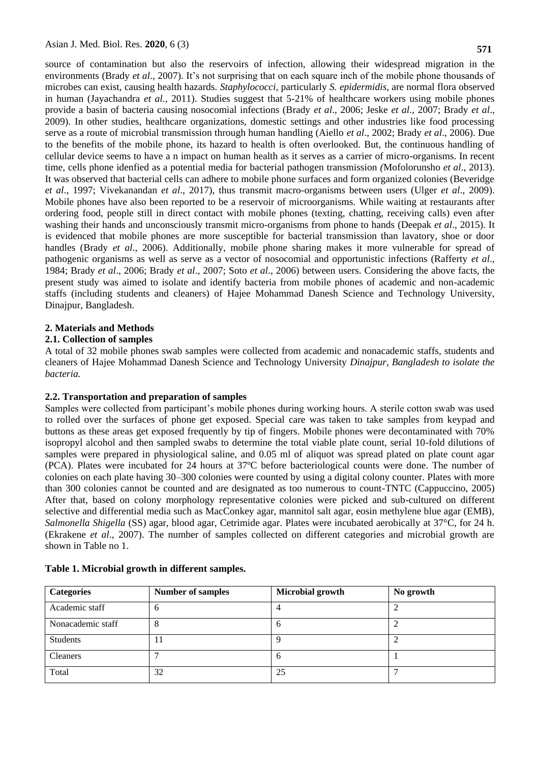source of contamination but also the reservoirs of infection, allowing their widespread migration in the environments (Brady *et al*., 2007). It's not surprising that on each square inch of the mobile phone thousands of microbes can exist, causing health hazards. *Staphylococci,* particularly *S. epidermidis*, are normal flora observed in human (Jayachandra *et al*., 2011). Studies suggest that 5-21% of healthcare workers using mobile phones provide a basin of bacteria causing nosocomial infections (Brady *et al*., 2006; Jeske *et al*., 2007; Brady *et al*., 2009). In other studies, healthcare organizations, domestic settings and other industries like food processing serve as a route of microbial transmission through human handling (Aiello *et al*., 2002; Brady *et al*., 2006). Due to the benefits of the mobile phone, its hazard to health is often overlooked. But, the continuous handling of cellular device seems to have a n impact on human health as it serves as a carrier of micro-organisms. In recent time, cells phone idenfied as a potential media for bacterial pathogen transmission *(*Mofolorunsho *et al*., 2013). It was observed that bacterial cells can adhere to mobile phone surfaces and form organized colonies (Beveridge *et al*., 1997; Vivekanandan *et al*., 2017), thus transmit macro-organisms between users (Ulger *et al*., 2009). Mobile phones have also been reported to be a reservoir of microorganisms. While waiting at restaurants after ordering food, people still in direct contact with mobile phones (texting, chatting, receiving calls) even after washing their hands and unconsciously transmit micro-organisms from phone to hands (Deepak *et al*., 2015). It is evidenced that mobile phones are more susceptible for bacterial transmission than lavatory, shoe or door handles (Brady *et al*., 2006). Additionally, mobile phone sharing makes it more vulnerable for spread of pathogenic organisms as well as serve as a vector of nosocomial and opportunistic infections (Rafferty *et al*., 1984; Brady *et al*., 2006; Brady *et al*., 2007; Soto *et al*., 2006) between users. Considering the above facts, the present study was aimed to isolate and identify bacteria from mobile phones of academic and non-academic staffs (including students and cleaners) of Hajee Mohammad Danesh Science and Technology University, Dinajpur, Bangladesh.

## 2. Materials and Methods

### 2.1. Collection of samples

A total of 32 mobile phones swab samples were collected from academic and nonacademic staffs, students and cleaners of Hajee Mohammad Danesh Science and Technology University *Dinajpur, Bangladesh to isolate the bacteria.*

### 2.2. Transportation and preparation of samples

Samples were collected from participant's mobile phones during working hours. A sterile cotton swab was used to rolled over the surfaces of phone get exposed. Special care was taken to take samples from keypad and buttons as these areas get exposed frequently by tip of fingers. Mobile phones were decontaminated with 70% isopropyl alcohol and then sampled swabs to determine the total viable plate count, serial 10-fold dilutions of samples were prepared in physiological saline, and 0.05 ml of aliquot was spread plated on plate count agar (PCA). Plates were incubated for 24 hours at 37ºC before bacteriological counts were done. The number of colonies on each plate having 30–300 colonies were counted by using a digital colony counter. Plates with more than 300 colonies cannot be counted and are designated as too numerous to count-TNTC (Cappuccino, 2005) After that, based on colony morphology representative colonies were picked and sub-cultured on different selective and differential media such as MacConkey agar, mannitol salt agar, eosin methylene blue agar (EMB), *Salmonella Shigella* (SS) agar, blood agar, Cetrimide agar. Plates were incubated aerobically at 37°C, for 24 h. (Ekrakene *et al*., 2007). The number of samples collected on different categories and microbial growth are shown in Table no 1.

**Table 1. Microbial growth in different samples.**

| Categories | Number of samples | Microbial growth | No growth |
|---|---|---|---|
| Academic staff | 6 | 4 | 2 |
| Nonacademic staff | 8 | 6 | 2 |
| Students | 11 | 9 | 2 |
| Cleaners | 7 | 6 | 1 |
| Total | 32 | 25 | 7 |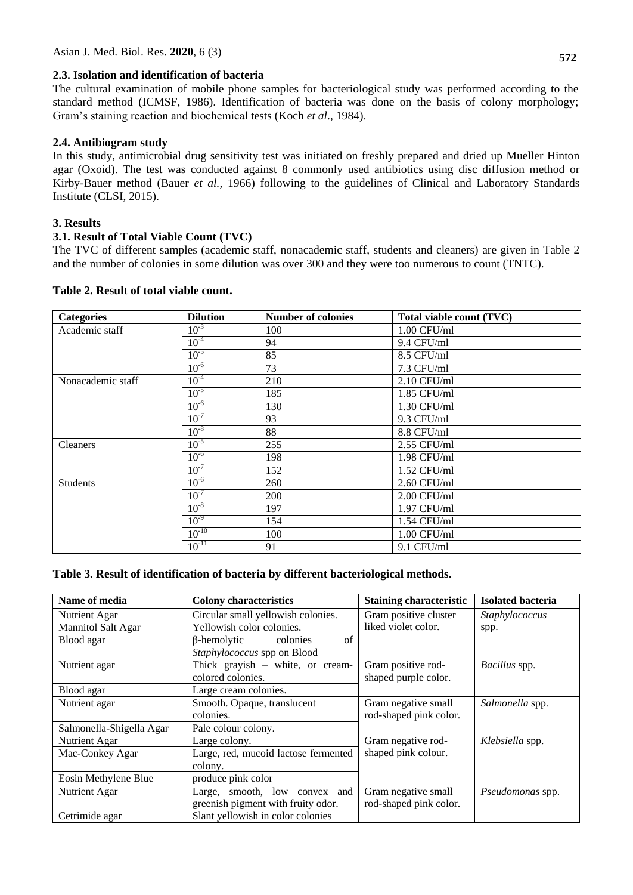## 2.3. Isolation and identification of bacteria

The cultural examination of mobile phone samples for bacteriological study was performed according to the standard method (ICMSF, 1986). Identification of bacteria was done on the basis of colony morphology; Gram's staining reaction and biochemical tests (Koch *et al*., 1984).

## 2.4. Antibiogram study

In this study, antimicrobial drug sensitivity test was initiated on freshly prepared and dried up Mueller Hinton agar (Oxoid). The test was conducted against 8 commonly used antibiotics using disc diffusion method or Kirby-Bauer method (Bauer *et al.,* 1966) following to the guidelines of Clinical and Laboratory Standards Institute (CLSI, 2015).

# 3. Results

## 3.1. Result of Total Viable Count (TVC)

The TVC of different samples (academic staff, nonacademic staff, students and cleaners) are given in Table 2 and the number of colonies in some dilution was over 300 and they were too numerous to count (TNTC).

**Table 2. Result of total viable count.**

| Categories | Dilution | Number of colonies | Total viable count (TVC) |
|---|---|---|---|
| Academic staff | $10^{-3}$ | 100 | 1.00 CFU/ml |
| | $10^{-4}$ | 94 | 9.4 CFU/ml |
| | $10^{-5}$ | 85 | 8.5 CFU/ml |
| | $10^{-6}$ | 73 | 7.3 CFU/ml |
| Nonacademic staff | $10^{-4}$ | 210 | 2.10 CFU/ml |
| | $10^{-5}$ | 185 | 1.85 CFU/ml |
| | $10^{-6}$ | 130 | 1.30 CFU/ml |
| | $10^{-7}$ | 93 | 9.3 CFU/ml |
| | $10^{-8}$ | 88 | 8.8 CFU/ml |
| Cleaners | $10^{-5}$ | 255 | 2.55 CFU/ml |
| | $10^{-6}$ | 198 | 1.98 CFU/ml |
| | $10^{-7}$ | 152 | 1.52 CFU/ml |
| Students | $10^{-6}$ | 260 | 2.60 CFU/ml |
| | $10^{-7}$ | 200 | 2.00 CFU/ml |
| | $10^{-8}$ | 197 | 1.97 CFU/ml |
| | $10^{-9}$ | 154 | 1.54 CFU/ml |
| | $10^{-10}$ | 100 | 1.00 CFU/ml |
| | $10^{-11}$ | 91 | 9.1 CFU/ml |

**Table 3. Result of identification of bacteria by different bacteriological methods.**

| Name of media | Colony characteristics | Staining characteristic | Isolated bacteria |
|---|---|---|---|
| Nutrient Agar | Circular small yellowish colonies. | Gram positive cluster liked violet color. | *Staphylococcus* spp. |
| Mannitol Salt Agar | Yellowish color colonies. | | |
| Blood agar | β-hemolytic colonies of *Staphylococcus* spp on Blood | | |
| Nutrient agar | Thick grayish – white, or cream-colored colonies. | Gram positive rod-shaped purple color. | *Bacillus* spp. |
| Blood agar | Large cream colonies. | | |
| Nutrient agar | Smooth. Opaque, translucent colonies. | Gram negative small rod-shaped pink color. | *Salmonella* spp. |
| Salmonella-Shigella Agar | Pale colour colony. | | |
| Nutrient Agar | Large colony. | Gram negative rod-shaped pink colour. | *Klebsiella* spp. |
| Mac-Conkey Agar | Large, red, mucoid lactose fermented colony. | | |
| Eosin Methylene Blue | produce pink color | | |
| Nutrient Agar | Large, smooth, low convex and greenish pigment with fruity odor. | Gram negative small rod-shaped pink color. | *Pseudomonas* spp. |
| Cetrimide agar | Slant yellowish in color colonies | | |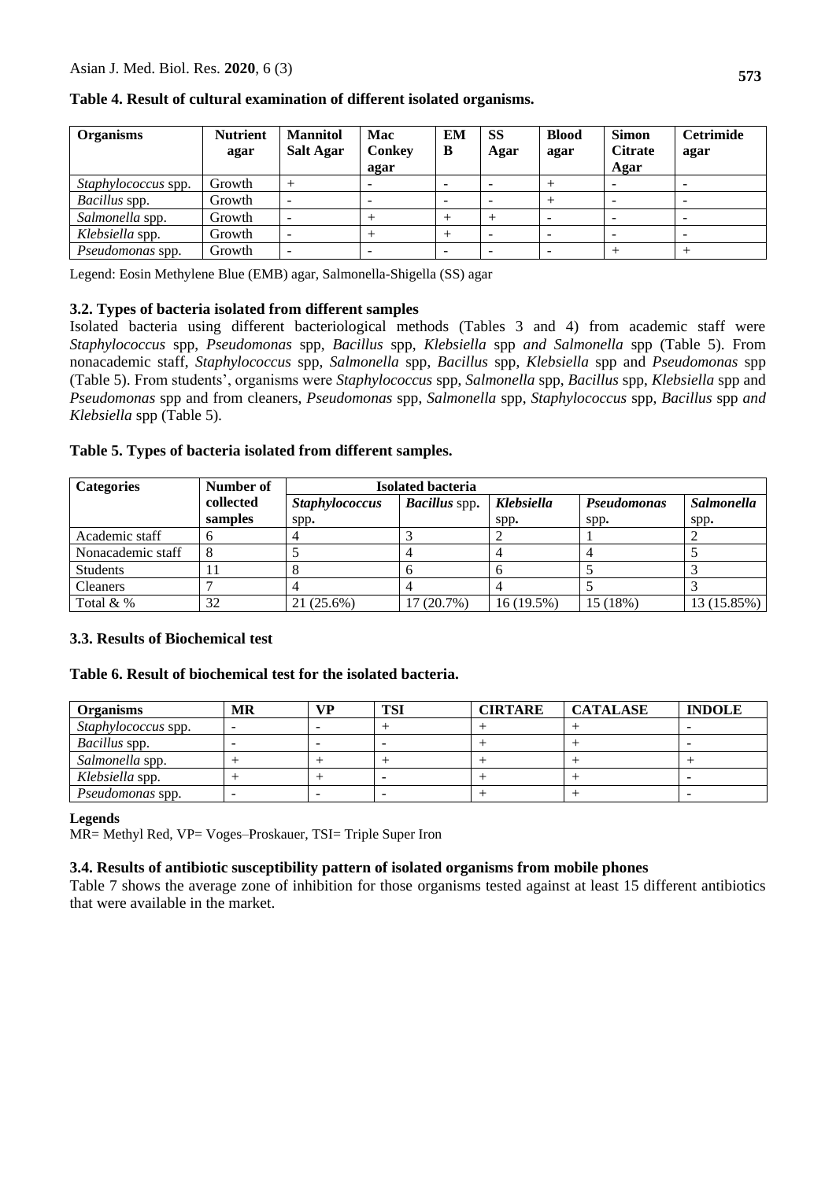**Table 4. Result of cultural examination of different isolated organisms.**

| Organisms | Nutrient agar | Mannitol Salt Agar | Mac Conkey agar | EMB | SS Agar | Blood agar | Simon Citrate Agar | Cetrimide agar |
|---|---|---|---|---|---|---|---|---|
| *Staphylococcus* spp. | Growth | + | - | - | - | + | - | - |
| *Bacillus* spp. | Growth | - | - | - | - | + | - | - |
| *Salmonella* spp. | Growth | - | + | + | + | - | - | - |
| *Klebsiella* spp. | Growth | - | + | + | - | - | - | - |
| *Pseudomonas* spp. | Growth | - | - | - | - | - | + | + |

Legend: Eosin Methylene Blue (EMB) agar, Salmonella-Shigella (SS) agar

### 3.2. Types of bacteria isolated from different samples

Isolated bacteria using different bacteriological methods (Tables 3 and 4) from academic staff were *Staphylococcus* spp, *Pseudomonas* spp, *Bacillus* spp, *Klebsiella* spp *and Salmonella* spp (Table 5). From nonacademic staff, *Staphylococcus* spp, *Salmonella* spp, *Bacillus* spp, *Klebsiella* spp and *Pseudomonas* spp (Table 5). From students', organisms were *Staphylococcus* spp, *Salmonella* spp, *Bacillus* spp, *Klebsiella* spp and *Pseudomonas* spp and from cleaners, *Pseudomonas* spp, *Salmonella* spp, *Staphylococcus* spp, *Bacillus* spp *and Klebsiella* spp (Table 5).

**Table 5. Types of bacteria isolated from different samples.**

| Categories | Number of collected samples | Isolated bacteria | | | | |
|---|---|---|---|---|---|---|
| | | ***Staphylococcus*** **spp.** | ***Bacillus*** **spp.** | ***Klebsiella*** **spp.** | ***Pseudomonas*** **spp.** | ***Salmonella*** **spp.** |
| Academic staff | 6 | 4 | 3 | 2 | 1 | 2 |
| Nonacademic staff | 8 | 5 | 4 | 4 | 4 | 5 |
| Students | 11 | 8 | 6 | 6 | 5 | 3 |
| Cleaners | 7 | 4 | 4 | 4 | 5 | 3 |
| Total & % | 32 | 21 (25.6%) | 17 (20.7%) | 16 (19.5%) | 15 (18%) | 13 (15.85%) |

### 3.3. Results of Biochemical test

**Table 6. Result of biochemical test for the isolated bacteria.**

| Organisms | MR | VP | TSI | CIRTARE | CATALASE | INDOLE |
|---|---|---|---|---|---|---|
| *Staphylococcus* spp. | - | - | + | + | + | - |
| *Bacillus* spp. | - | - | - | + | + | - |
| *Salmonella* spp. | + | + | + | + | + | + |
| *Klebsiella* spp. | + | + | - | + | + | - |
| *Pseudomonas* spp. | - | - | - | + | + | - |

**Legends**

MR= Methyl Red, VP= Voges–Proskauer, TSI= Triple Super Iron

### 3.4. Results of antibiotic susceptibility pattern of isolated organisms from mobile phones

Table 7 shows the average zone of inhibition for those organisms tested against at least 15 different antibiotics that were available in the market.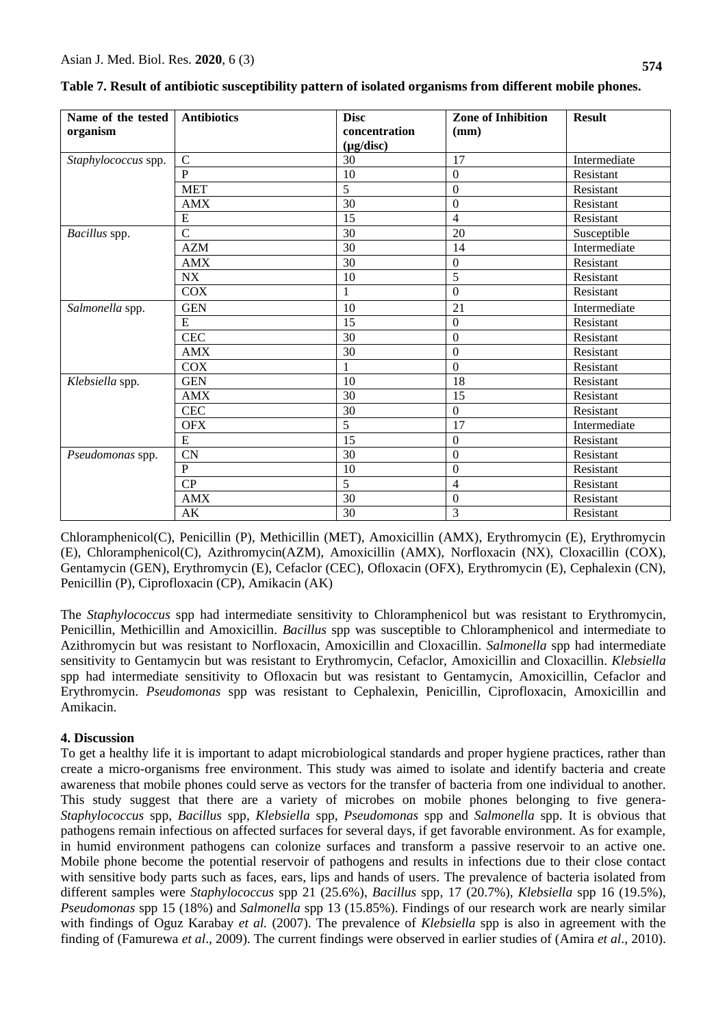**Table 7. Result of antibiotic susceptibility pattern of isolated organisms from different mobile phones.**

| Name of the tested organism | Antibiotics | Disc concentration (µg/disc) | Zone of Inhibition (mm) | Result |
|---|---|---|---|---|
| *Staphylococcus* spp. | C | 30 | 17 | Intermediate |
| | P | 10 | 0 | Resistant |
| | MET | 5 | 0 | Resistant |
| | AMX | 30 | 0 | Resistant |
| | E | 15 | 4 | Resistant |
| *Bacillus* spp. | C | 30 | 20 | Susceptible |
| | AZM | 30 | 14 | Intermediate |
| | AMX | 30 | 0 | Resistant |
| | NX | 10 | 5 | Resistant |
| | COX | 1 | 0 | Resistant |
| *Salmonella* spp. | GEN | 10 | 21 | Intermediate |
| | E | 15 | 0 | Resistant |
| | CEC | 30 | 0 | Resistant |
| | AMX | 30 | 0 | Resistant |
| | COX | 1 | 0 | Resistant |
| *Klebsiella* spp. | GEN | 10 | 18 | Resistant |
| | AMX | 30 | 15 | Resistant |
| | CEC | 30 | 0 | Resistant |
| | OFX | 5 | 17 | Intermediate |
| | E | 15 | 0 | Resistant |
| *Pseudomonas* spp. | CN | 30 | 0 | Resistant |
| | P | 10 | 0 | Resistant |
| | CP | 5 | 4 | Resistant |
| | AMX | 30 | 0 | Resistant |
| | AK | 30 | 3 | Resistant |

Chloramphenicol(C), Penicillin (P), Methicillin (MET), Amoxicillin (AMX), Erythromycin (E), Erythromycin (E), Chloramphenicol(C), Azithromycin(AZM), Amoxicillin (AMX), Norfloxacin (NX), Cloxacillin (COX), Gentamycin (GEN), Erythromycin (E), Cefaclor (CEC), Ofloxacin (OFX), Erythromycin (E), Cephalexin (CN), Penicillin (P), Ciprofloxacin (CP), Amikacin (AK)

The *Staphylococcus* spp had intermediate sensitivity to Chloramphenicol but was resistant to Erythromycin, Penicillin, Methicillin and Amoxicillin. *Bacillus* spp was susceptible to Chloramphenicol and intermediate to Azithromycin but was resistant to Norfloxacin, Amoxicillin and Cloxacillin. *Salmonella* spp had intermediate sensitivity to Gentamycin but was resistant to Erythromycin, Cefaclor, Amoxicillin and Cloxacillin. *Klebsiella* spp had intermediate sensitivity to Ofloxacin but was resistant to Gentamycin, Amoxicillin, Cefaclor and Erythromycin. *Pseudomonas* spp was resistant to Cephalexin, Penicillin, Ciprofloxacin, Amoxicillin and Amikacin.

## 4. Discussion

To get a healthy life it is important to adapt microbiological standards and proper hygiene practices, rather than create a micro-organisms free environment. This study was aimed to isolate and identify bacteria and create awareness that mobile phones could serve as vectors for the transfer of bacteria from one individual to another. This study suggest that there are a variety of microbes on mobile phones belonging to five genera- *Staphylococcus* spp, *Bacillus* spp, *Klebsiella* spp, *Pseudomonas* spp and *Salmonella* spp. It is obvious that pathogens remain infectious on affected surfaces for several days, if get favorable environment. As for example, in humid environment pathogens can colonize surfaces and transform a passive reservoir to an active one. Mobile phone become the potential reservoir of pathogens and results in infections due to their close contact with sensitive body parts such as faces, ears, lips and hands of users. The prevalence of bacteria isolated from different samples were *Staphylococcus* spp 21 (25.6%), *Bacillus* spp, 17 (20.7%), *Klebsiella* spp 16 (19.5%), *Pseudomonas* spp 15 (18%) and *Salmonella* spp 13 (15.85%). Findings of our research work are nearly similar with findings of Oguz Karabay *et al.* (2007). The prevalence of *Klebsiella* spp is also in agreement with the finding of (Famurewa *et al*., 2009). The current findings were observed in earlier studies of (Amira *et al*., 2010).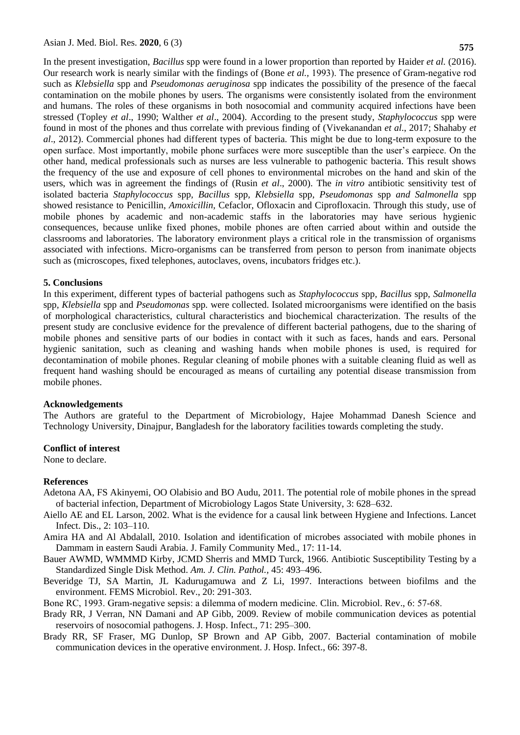In the present investigation, *Bacillus* spp were found in a lower proportion than reported by Haider *et al.* (2016). Our research work is nearly similar with the findings of (Bone *et al.*, 1993). The presence of Gram-negative rod such as *Klebsiella* spp and *Pseudomonas aeruginosa* spp indicates the possibility of the presence of the faecal contamination on the mobile phones by users. The organisms were consistently isolated from the environment and humans. The roles of these organisms in both nosocomial and community acquired infections have been stressed (Topley *et al*., 1990; Walther *et al*., 2004). According to the present study, *Staphylococcus* spp were found in most of the phones and thus correlate with previous finding of (Vivekanandan *et al*., 2017; Shahaby *et al*., 2012). Commercial phones had different types of bacteria. This might be due to long-term exposure to the open surface. Most importantly, mobile phone surfaces were more susceptible than the user's earpiece. On the other hand, medical professionals such as nurses are less vulnerable to pathogenic bacteria. This result shows the frequency of the use and exposure of cell phones to environmental microbes on the hand and skin of the users, which was in agreement the findings of (Rusin *et al*., 2000). The *in vitro* antibiotic sensitivity test of isolated bacteria *Staphylococcus* spp, *Bacillus* spp, *Klebsiella* spp, *Pseudomonas* spp *and Salmonella* spp showed resistance to Penicillin, *Amoxicillin*, Cefaclor, Ofloxacin and Ciprofloxacin. Through this study, use of mobile phones by academic and non-academic staffs in the laboratories may have serious hygienic consequences, because unlike fixed phones, mobile phones are often carried about within and outside the classrooms and laboratories. The laboratory environment plays a critical role in the transmission of organisms associated with infections. Micro-organisms can be transferred from person to person from inanimate objects such as (microscopes, fixed telephones, autoclaves, ovens, incubators fridges etc.).

## 5. Conclusions

In this experiment, different types of bacterial pathogens such as *Staphylococcus* spp, *Bacillus* spp, *Salmonella* spp, *Klebsiella* spp and *Pseudomonas* spp. were collected. Isolated microorganisms were identified on the basis of morphological characteristics, cultural characteristics and biochemical characterization. The results of the present study are conclusive evidence for the prevalence of different bacterial pathogens, due to the sharing of mobile phones and sensitive parts of our bodies in contact with it such as faces, hands and ears. Personal hygienic sanitation, such as cleaning and washing hands when mobile phones is used, is required for decontamination of mobile phones. Regular cleaning of mobile phones with a suitable cleaning fluid as well as frequent hand washing should be encouraged as means of curtailing any potential disease transmission from mobile phones.

## Acknowledgements

The Authors are grateful to the Department of Microbiology, Hajee Mohammad Danesh Science and Technology University, Dinajpur, Bangladesh for the laboratory facilities towards completing the study.

## Conflict of interest

None to declare.

## References

Adetona AA, FS Akinyemi, OO Olabisio and BO Audu, 2011. The potential role of mobile phones in the spread of bacterial infection, Department of Microbiology Lagos State University, 3: 628–632.

Aiello AE and EL Larson, 2002. What is the evidence for a causal link between Hygiene and Infections. Lancet Infect. Dis., 2: 103–110.

Amira HA and Al Abdalall, 2010. Isolation and identification of microbes associated with mobile phones in Dammam in eastern Saudi Arabia. J. Family Community Med., 17: 11-14.

Bauer AWMD, WMMMD Kirby, JCMD Sherris and MMD Turck, 1966. Antibiotic Susceptibility Testing by a Standardized Single Disk Method. *Am. J. Clin. Pathol.,* 45: 493–496.

Beveridge TJ, SA Martin, JL Kadurugamuwa and Z Li, 1997. Interactions between biofilms and the environment. FEMS Microbiol. Rev., 20: 291-303.

Bone RC, 1993. Gram-negative sepsis: a dilemma of modern medicine. Clin. Microbiol. Rev., 6: 57-68.

Brady RR, J Verran, NN Damani and AP Gibb, 2009. Review of mobile communication devices as potential reservoirs of nosocomial pathogens. J. Hosp. Infect., 71: 295–300.

Brady RR, SF Fraser, MG Dunlop, SP Brown and AP Gibb, 2007. Bacterial contamination of mobile communication devices in the operative environment. J. Hosp. Infect., 66: 397-8.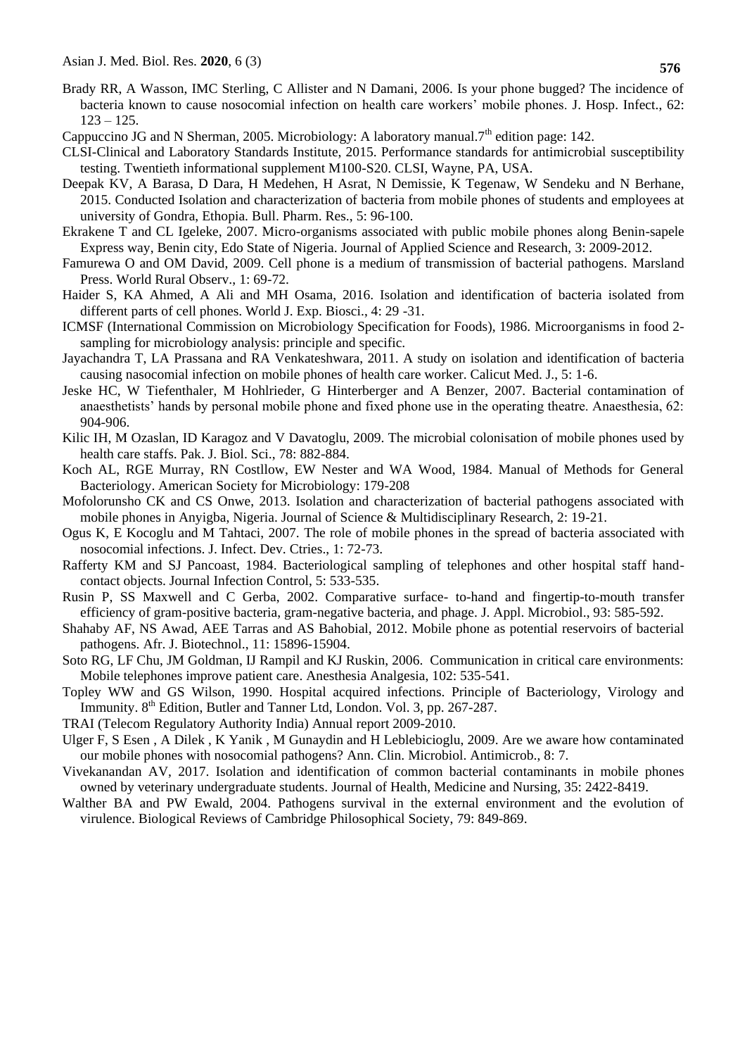Brady RR, A Wasson, IMC Sterling, C Allister and N Damani, 2006. Is your phone bugged? The incidence of bacteria known to cause nosocomial infection on health care workers' mobile phones. J. Hosp. Infect., 62: 123 – 125.

Cappuccino JG and N Sherman, 2005. Microbiology: A laboratory manual.7th edition page: 142.

CLSI-Clinical and Laboratory Standards Institute, 2015. Performance standards for antimicrobial susceptibility testing. Twentieth informational supplement M100-S20. CLSI, Wayne, PA, USA.

Deepak KV, A Barasa, D Dara, H Medehen, H Asrat, N Demissie, K Tegenaw, W Sendeku and N Berhane, 2015. Conducted Isolation and characterization of bacteria from mobile phones of students and employees at university of Gondra, Ethopia. Bull. Pharm. Res., 5: 96-100.

Ekrakene T and CL Igeleke, 2007. Micro-organisms associated with public mobile phones along Benin-sapele Express way, Benin city, Edo State of Nigeria. Journal of Applied Science and Research, 3: 2009-2012.

Famurewa O and OM David, 2009. Cell phone is a medium of transmission of bacterial pathogens. Marsland Press. World Rural Observ., 1: 69-72.

Haider S, KA Ahmed, A Ali and MH Osama, 2016. Isolation and identification of bacteria isolated from different parts of cell phones. World J. Exp. Biosci., 4: 29 -31.

ICMSF (International Commission on Microbiology Specification for Foods), 1986. Microorganisms in food 2-sampling for microbiology analysis: principle and specific.

Jayachandra T, LA Prassana and RA Venkateshwara, 2011. A study on isolation and identification of bacteria causing nasocomial infection on mobile phones of health care worker. Calicut Med. J., 5: 1-6.

Jeske HC, W Tiefenthaler, M Hohlrieder, G Hinterberger and A Benzer, 2007. Bacterial contamination of anaesthetists' hands by personal mobile phone and fixed phone use in the operating theatre. Anaesthesia, 62: 904-906.

Kilic IH, M Ozaslan, ID Karagoz and V Davatoglu, 2009. The microbial colonisation of mobile phones used by health care staffs. Pak. J. Biol. Sci., 78: 882-884.

Koch AL, RGE Murray, RN Costllow, EW Nester and WA Wood, 1984. Manual of Methods for General Bacteriology. American Society for Microbiology: 179-208

Mofolorunsho CK and CS Onwe, 2013. Isolation and characterization of bacterial pathogens associated with mobile phones in Anyigba, Nigeria. Journal of Science & Multidisciplinary Research, 2: 19-21.

Ogus K, E Kocoglu and M Tahtaci, 2007. The role of mobile phones in the spread of bacteria associated with nosocomial infections. J. Infect. Dev. Ctries., 1: 72-73.

Rafferty KM and SJ Pancoast, 1984. Bacteriological sampling of telephones and other hospital staff hand-contact objects. Journal Infection Control, 5: 533-535.

Rusin P, SS Maxwell and C Gerba, 2002. Comparative surface- to-hand and fingertip-to-mouth transfer efficiency of gram-positive bacteria, gram-negative bacteria, and phage. J. Appl. Microbiol., 93: 585-592.

Shahaby AF, NS Awad, AEE Tarras and AS Bahobial, 2012. Mobile phone as potential reservoirs of bacterial pathogens. Afr. J. Biotechnol., 11: 15896-15904.

Soto RG, LF Chu, JM Goldman, IJ Rampil and KJ Ruskin, 2006. Communication in critical care environments: Mobile telephones improve patient care. Anesthesia Analgesia, 102: 535-541.

Topley WW and GS Wilson, 1990. Hospital acquired infections. Principle of Bacteriology, Virology and Immunity. 8th Edition, Butler and Tanner Ltd, London. Vol. 3, pp. 267-287.

TRAI (Telecom Regulatory Authority India) Annual report 2009-2010.

Ulger F, S Esen , A Dilek , K Yanik , M Gunaydin and H Leblebicioglu, 2009. Are we aware how contaminated our mobile phones with nosocomial pathogens? Ann. Clin. Microbiol. Antimicrob., 8: 7.

Vivekanandan AV, 2017. Isolation and identification of common bacterial contaminants in mobile phones owned by veterinary undergraduate students. Journal of Health, Medicine and Nursing, 35: 2422-8419.

Walther BA and PW Ewald, 2004. Pathogens survival in the external environment and the evolution of virulence. Biological Reviews of Cambridge Philosophical Society, 79: 849-869.